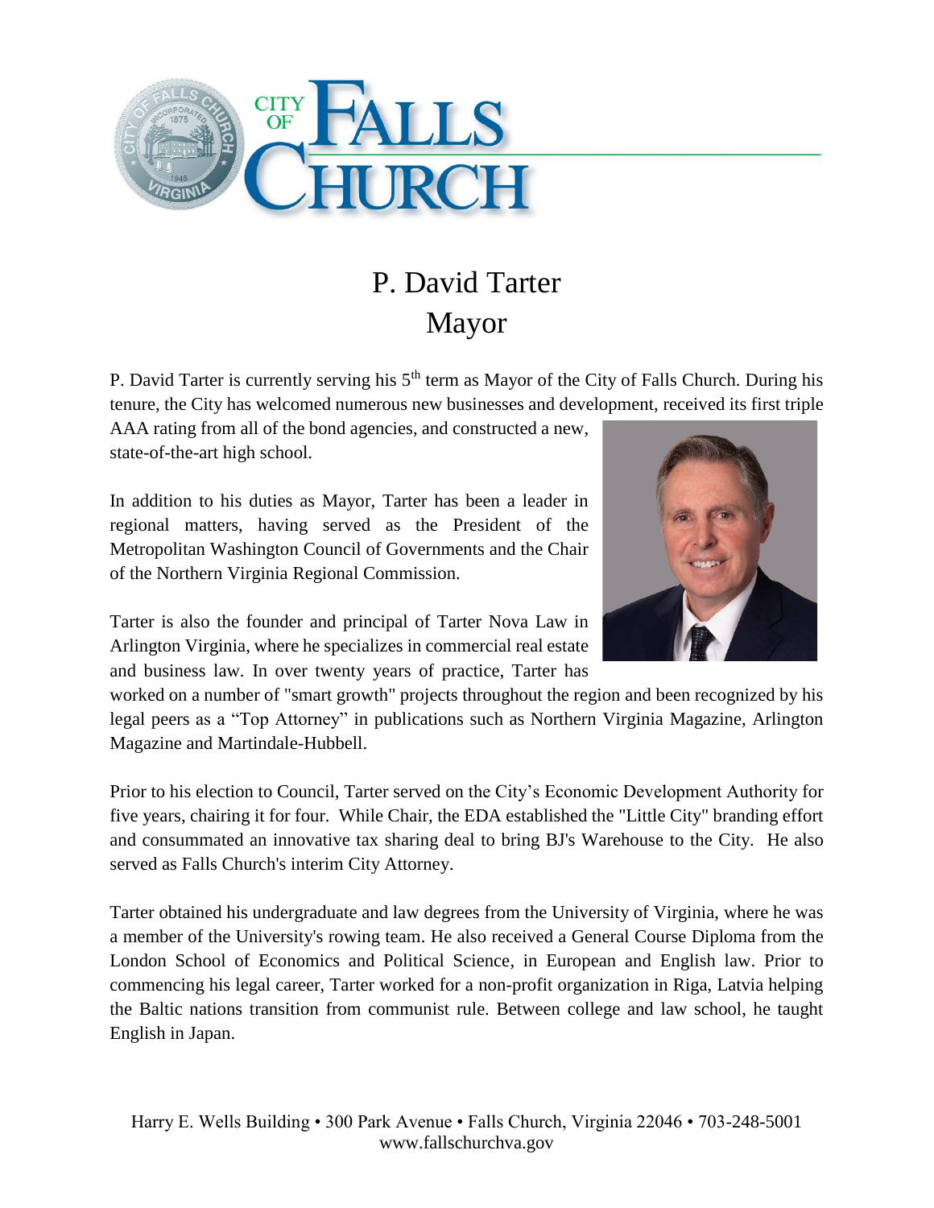# P. David Tarter
## Mayor

P. David Tarter is currently serving his 5th term as Mayor of the City of Falls Church. During his tenure, the City has welcomed numerous new businesses and development, received its first triple AAA rating from all of the bond agencies, and constructed a new, state-of-the-art high school.

In addition to his duties as Mayor, Tarter has been a leader in regional matters, having served as the President of the Metropolitan Washington Council of Governments and the Chair of the Northern Virginia Regional Commission.

Tarter is also the founder and principal of Tarter Nova Law in Arlington Virginia, where he specializes in commercial real estate and business law. In over twenty years of practice, Tarter has worked on a number of "smart growth" projects throughout the region and been recognized by his legal peers as a "Top Attorney" in publications such as Northern Virginia Magazine, Arlington Magazine and Martindale-Hubbell.

Prior to his election to Council, Tarter served on the City's Economic Development Authority for five years, chairing it for four. While Chair, the EDA established the "Little City" branding effort and consummated an innovative tax sharing deal to bring BJ's Warehouse to the City. He also served as Falls Church's interim City Attorney.

Tarter obtained his undergraduate and law degrees from the University of Virginia, where he was a member of the University's rowing team. He also received a General Course Diploma from the London School of Economics and Political Science, in European and English law. Prior to commencing his legal career, Tarter worked for a non-profit organization in Riga, Latvia helping the Baltic nations transition from communist rule. Between college and law school, he taught English in Japan.

Harry E. Wells Building • 300 Park Avenue • Falls Church, Virginia 22046 • 703-248-5001
www.fallschurchva.gov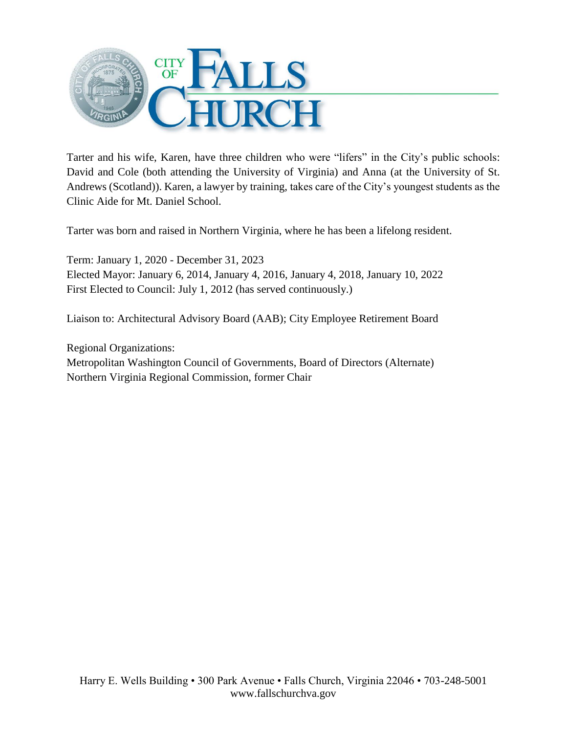Tarter and his wife, Karen, have three children who were "lifers" in the City's public schools: David and Cole (both attending the University of Virginia) and Anna (at the University of St. Andrews (Scotland)). Karen, a lawyer by training, takes care of the City's youngest students as the Clinic Aide for Mt. Daniel School.

Tarter was born and raised in Northern Virginia, where he has been a lifelong resident.

Term: January 1, 2020 - December 31, 2023
Elected Mayor: January 6, 2014, January 4, 2016, January 4, 2018, January 10, 2022
First Elected to Council: July 1, 2012 (has served continuously.)

Liaison to: Architectural Advisory Board (AAB); City Employee Retirement Board

Regional Organizations:
Metropolitan Washington Council of Governments, Board of Directors (Alternate)
Northern Virginia Regional Commission, former Chair

Harry E. Wells Building • 300 Park Avenue • Falls Church, Virginia 22046 • 703-248-5001
www.fallschurchva.gov